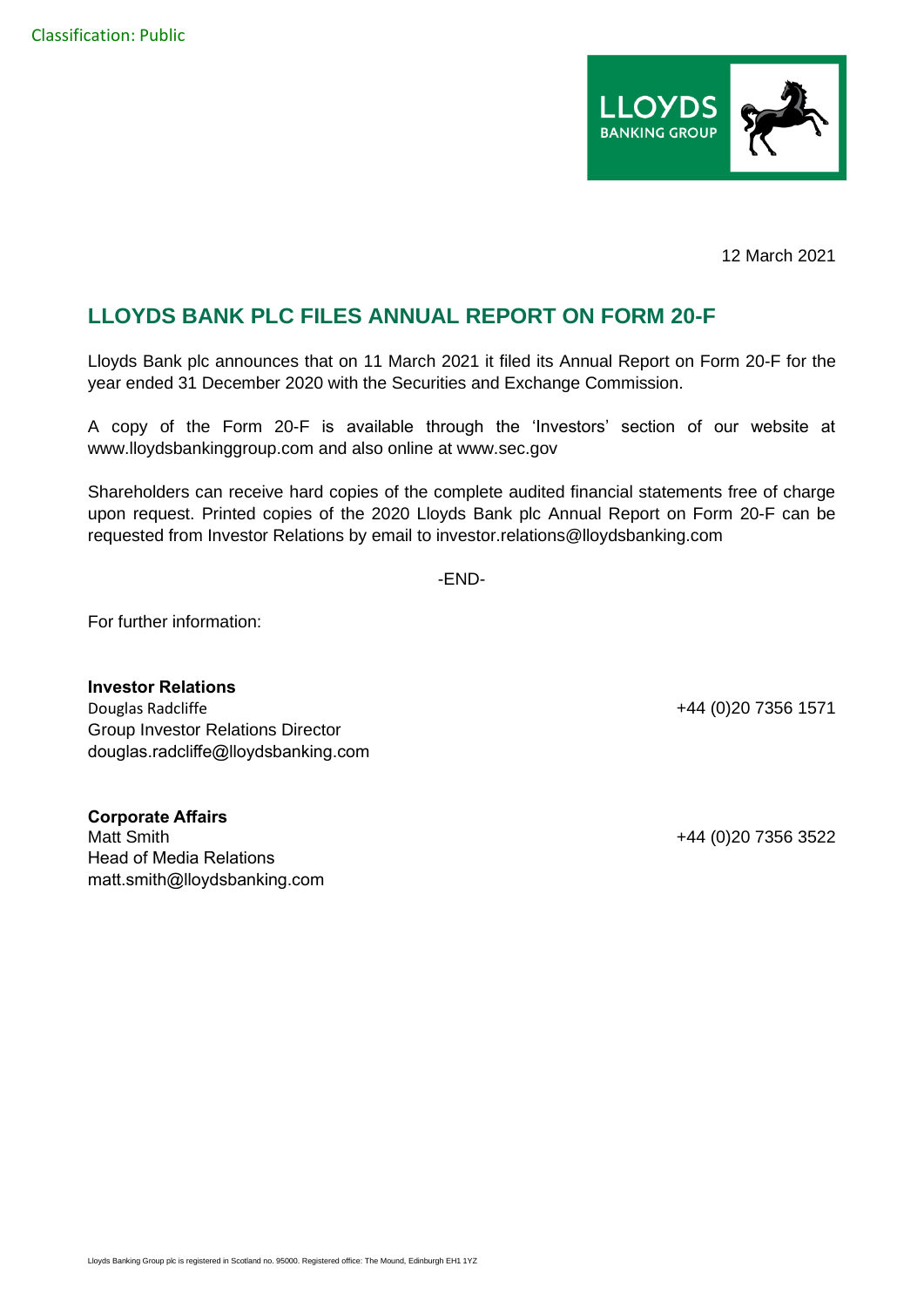Classification: Public

12 March 2021

# LLOYDS BANK PLC FILES ANNUAL REPORT ON FORM 20-F

Lloyds Bank plc announces that on 11 March 2021 it filed its Annual Report on Form 20-F for the year ended 31 December 2020 with the Securities and Exchange Commission.

A copy of the Form 20-F is available through the 'Investors' section of our website at www.lloydsbankinggroup.com and also online at www.sec.gov

Shareholders can receive hard copies of the complete audited financial statements free of charge upon request. Printed copies of the 2020 Lloyds Bank plc Annual Report on Form 20-F can be requested from Investor Relations by email to investor.relations@lloydsbanking.com

-END-

For further information:

**Investor Relations**
Douglas Radcliffe — +44 (0)20 7356 1571
Group Investor Relations Director
douglas.radcliffe@lloydsbanking.com

**Corporate Affairs**
Matt Smith — +44 (0)20 7356 3522
Head of Media Relations
matt.smith@lloydsbanking.com

Lloyds Banking Group plc is registered in Scotland no. 95000. Registered office: The Mound, Edinburgh EH1 1YZ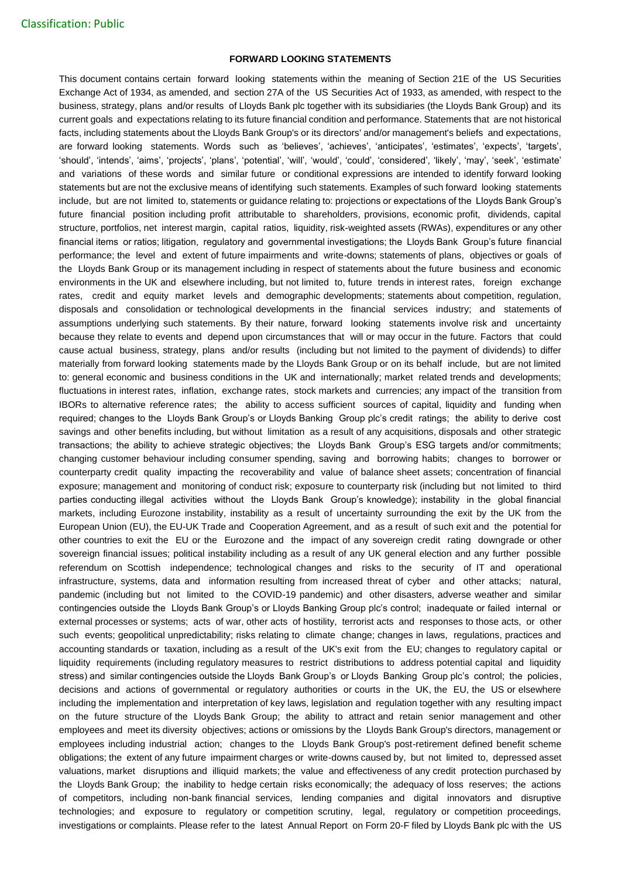## FORWARD LOOKING STATEMENTS

This document contains certain forward looking statements within the meaning of Section 21E of the US Securities Exchange Act of 1934, as amended, and section 27A of the US Securities Act of 1933, as amended, with respect to the business, strategy, plans and/or results of Lloyds Bank plc together with its subsidiaries (the Lloyds Bank Group) and its current goals and expectations relating to its future financial condition and performance. Statements that are not historical facts, including statements about the Lloyds Bank Group's or its directors' and/or management's beliefs and expectations, are forward looking statements. Words such as 'believes', 'achieves', 'anticipates', 'estimates', 'expects', 'targets', 'should', 'intends', 'aims', 'projects', 'plans', 'potential', 'will', 'would', 'could', 'considered', 'likely', 'may', 'seek', 'estimate' and variations of these words and similar future or conditional expressions are intended to identify forward looking statements but are not the exclusive means of identifying such statements. Examples of such forward looking statements include, but are not limited to, statements or guidance relating to: projections or expectations of the Lloyds Bank Group's future financial position including profit attributable to shareholders, provisions, economic profit, dividends, capital structure, portfolios, net interest margin, capital ratios, liquidity, risk-weighted assets (RWAs), expenditures or any other financial items or ratios; litigation, regulatory and governmental investigations; the Lloyds Bank Group's future financial performance; the level and extent of future impairments and write-downs; statements of plans, objectives or goals of the Lloyds Bank Group or its management including in respect of statements about the future business and economic environments in the UK and elsewhere including, but not limited to, future trends in interest rates, foreign exchange rates, credit and equity market levels and demographic developments; statements about competition, regulation, disposals and consolidation or technological developments in the financial services industry; and statements of assumptions underlying such statements. By their nature, forward looking statements involve risk and uncertainty because they relate to events and depend upon circumstances that will or may occur in the future. Factors that could cause actual business, strategy, plans and/or results (including but not limited to the payment of dividends) to differ materially from forward looking statements made by the Lloyds Bank Group or on its behalf include, but are not limited to: general economic and business conditions in the UK and internationally; market related trends and developments; fluctuations in interest rates, inflation, exchange rates, stock markets and currencies; any impact of the transition from IBORs to alternative reference rates; the ability to access sufficient sources of capital, liquidity and funding when required; changes to the Lloyds Bank Group's or Lloyds Banking Group plc's credit ratings; the ability to derive cost savings and other benefits including, but without limitation as a result of any acquisitions, disposals and other strategic transactions; the ability to achieve strategic objectives; the Lloyds Bank Group's ESG targets and/or commitments; changing customer behaviour including consumer spending, saving and borrowing habits; changes to borrower or counterparty credit quality impacting the recoverability and value of balance sheet assets; concentration of financial exposure; management and monitoring of conduct risk; exposure to counterparty risk (including but not limited to third parties conducting illegal activities without the Lloyds Bank Group's knowledge); instability in the global financial markets, including Eurozone instability, instability as a result of uncertainty surrounding the exit by the UK from the European Union (EU), the EU-UK Trade and Cooperation Agreement, and as a result of such exit and the potential for other countries to exit the EU or the Eurozone and the impact of any sovereign credit rating downgrade or other sovereign financial issues; political instability including as a result of any UK general election and any further possible referendum on Scottish independence; technological changes and risks to the security of IT and operational infrastructure, systems, data and information resulting from increased threat of cyber and other attacks; natural, pandemic (including but not limited to the COVID-19 pandemic) and other disasters, adverse weather and similar contingencies outside the Lloyds Bank Group's or Lloyds Banking Group plc's control; inadequate or failed internal or external processes or systems; acts of war, other acts of hostility, terrorist acts and responses to those acts, or other such events; geopolitical unpredictability; risks relating to climate change; changes in laws, regulations, practices and accounting standards or taxation, including as a result of the UK's exit from the EU; changes to regulatory capital or liquidity requirements (including regulatory measures to restrict distributions to address potential capital and liquidity stress) and similar contingencies outside the Lloyds Bank Group's or Lloyds Banking Group plc's control; the policies, decisions and actions of governmental or regulatory authorities or courts in the UK, the EU, the US or elsewhere including the implementation and interpretation of key laws, legislation and regulation together with any resulting impact on the future structure of the Lloyds Bank Group; the ability to attract and retain senior management and other employees and meet its diversity objectives; actions or omissions by the Lloyds Bank Group's directors, management or employees including industrial action; changes to the Lloyds Bank Group's post-retirement defined benefit scheme obligations; the extent of any future impairment charges or write-downs caused by, but not limited to, depressed asset valuations, market disruptions and illiquid markets; the value and effectiveness of any credit protection purchased by the Lloyds Bank Group; the inability to hedge certain risks economically; the adequacy of loss reserves; the actions of competitors, including non-bank financial services, lending companies and digital innovators and disruptive technologies; and exposure to regulatory or competition scrutiny, legal, regulatory or competition proceedings, investigations or complaints. Please refer to the latest Annual Report on Form 20-F filed by Lloyds Bank plc with the US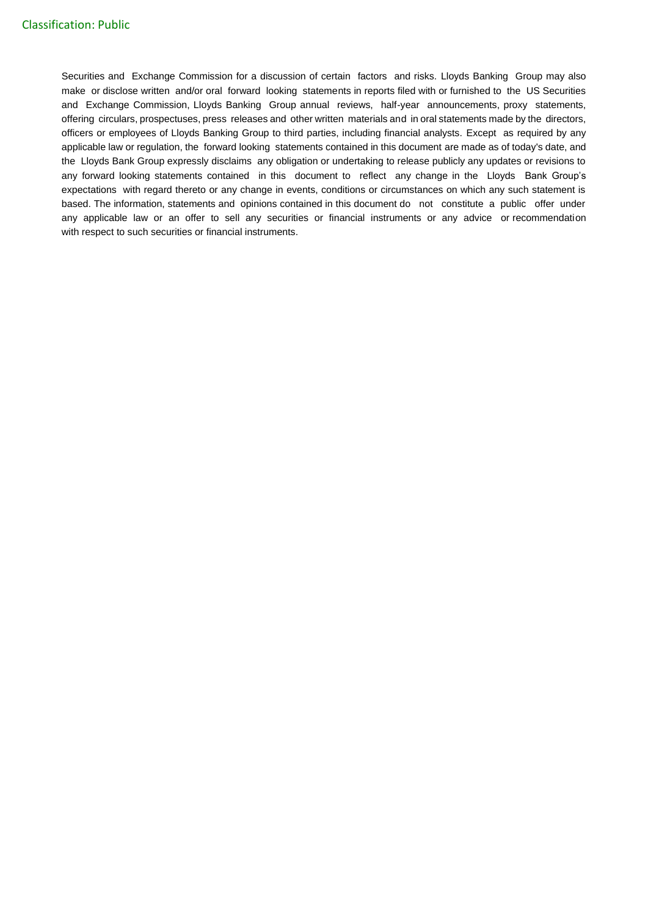Securities and Exchange Commission for a discussion of certain factors and risks. Lloyds Banking Group may also make or disclose written and/or oral forward looking statements in reports filed with or furnished to the US Securities and Exchange Commission, Lloyds Banking Group annual reviews, half-year announcements, proxy statements, offering circulars, prospectuses, press releases and other written materials and in oral statements made by the directors, officers or employees of Lloyds Banking Group to third parties, including financial analysts. Except as required by any applicable law or regulation, the forward looking statements contained in this document are made as of today's date, and the Lloyds Bank Group expressly disclaims any obligation or undertaking to release publicly any updates or revisions to any forward looking statements contained in this document to reflect any change in the Lloyds Bank Group's expectations with regard thereto or any change in events, conditions or circumstances on which any such statement is based. The information, statements and opinions contained in this document do not constitute a public offer under any applicable law or an offer to sell any securities or financial instruments or any advice or recommendation with respect to such securities or financial instruments.